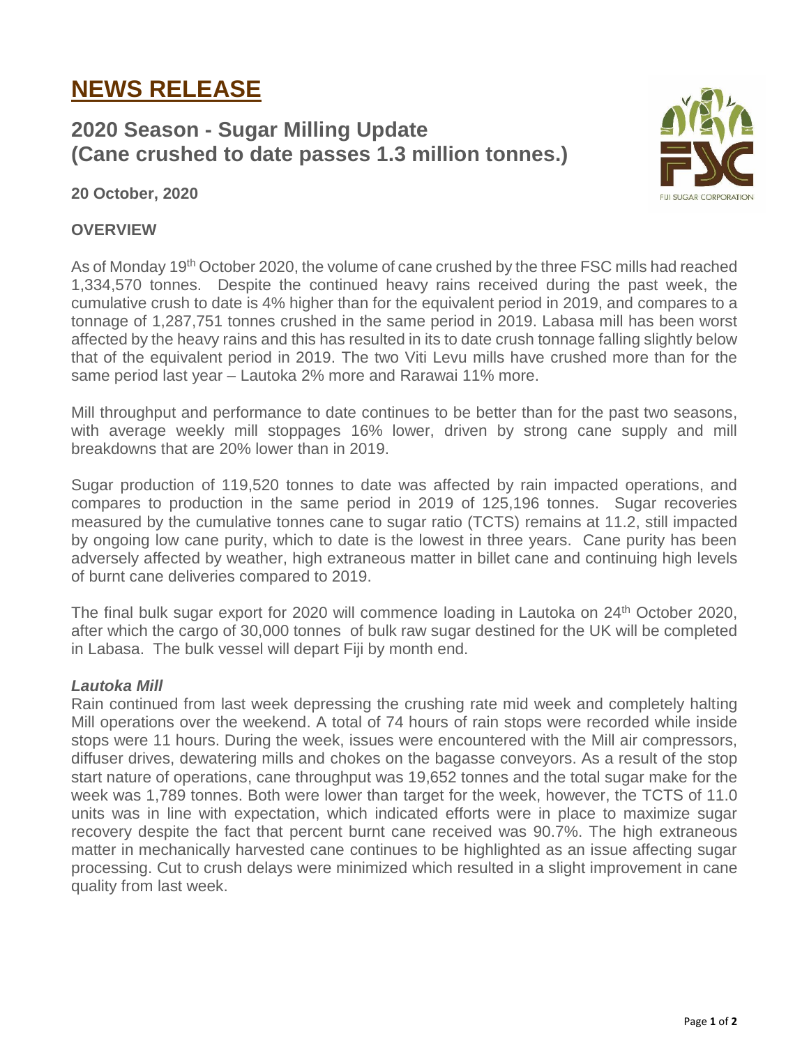# NEWS RELEASE

## 2020 Season - Sugar Milling Update (Cane crushed to date passes 1.3 million tonnes.)

**20 October, 2020**

### OVERVIEW

As of Monday 19th October 2020, the volume of cane crushed by the three FSC mills had reached 1,334,570 tonnes. Despite the continued heavy rains received during the past week, the cumulative crush to date is 4% higher than for the equivalent period in 2019, and compares to a tonnage of 1,287,751 tonnes crushed in the same period in 2019. Labasa mill has been worst affected by the heavy rains and this has resulted in its to date crush tonnage falling slightly below that of the equivalent period in 2019. The two Viti Levu mills have crushed more than for the same period last year – Lautoka 2% more and Rarawai 11% more.

Mill throughput and performance to date continues to be better than for the past two seasons, with average weekly mill stoppages 16% lower, driven by strong cane supply and mill breakdowns that are 20% lower than in 2019.

Sugar production of 119,520 tonnes to date was affected by rain impacted operations, and compares to production in the same period in 2019 of 125,196 tonnes. Sugar recoveries measured by the cumulative tonnes cane to sugar ratio (TCTS) remains at 11.2, still impacted by ongoing low cane purity, which to date is the lowest in three years. Cane purity has been adversely affected by weather, high extraneous matter in billet cane and continuing high levels of burnt cane deliveries compared to 2019.

The final bulk sugar export for 2020 will commence loading in Lautoka on 24th October 2020, after which the cargo of 30,000 tonnes of bulk raw sugar destined for the UK will be completed in Labasa. The bulk vessel will depart Fiji by month end.

***Lautoka Mill***

Rain continued from last week depressing the crushing rate mid week and completely halting Mill operations over the weekend. A total of 74 hours of rain stops were recorded while inside stops were 11 hours. During the week, issues were encountered with the Mill air compressors, diffuser drives, dewatering mills and chokes on the bagasse conveyors. As a result of the stop start nature of operations, cane throughput was 19,652 tonnes and the total sugar make for the week was 1,789 tonnes. Both were lower than target for the week, however, the TCTS of 11.0 units was in line with expectation, which indicated efforts were in place to maximize sugar recovery despite the fact that percent burnt cane received was 90.7%. The high extraneous matter in mechanically harvested cane continues to be highlighted as an issue affecting sugar processing. Cut to crush delays were minimized which resulted in a slight improvement in cane quality from last week.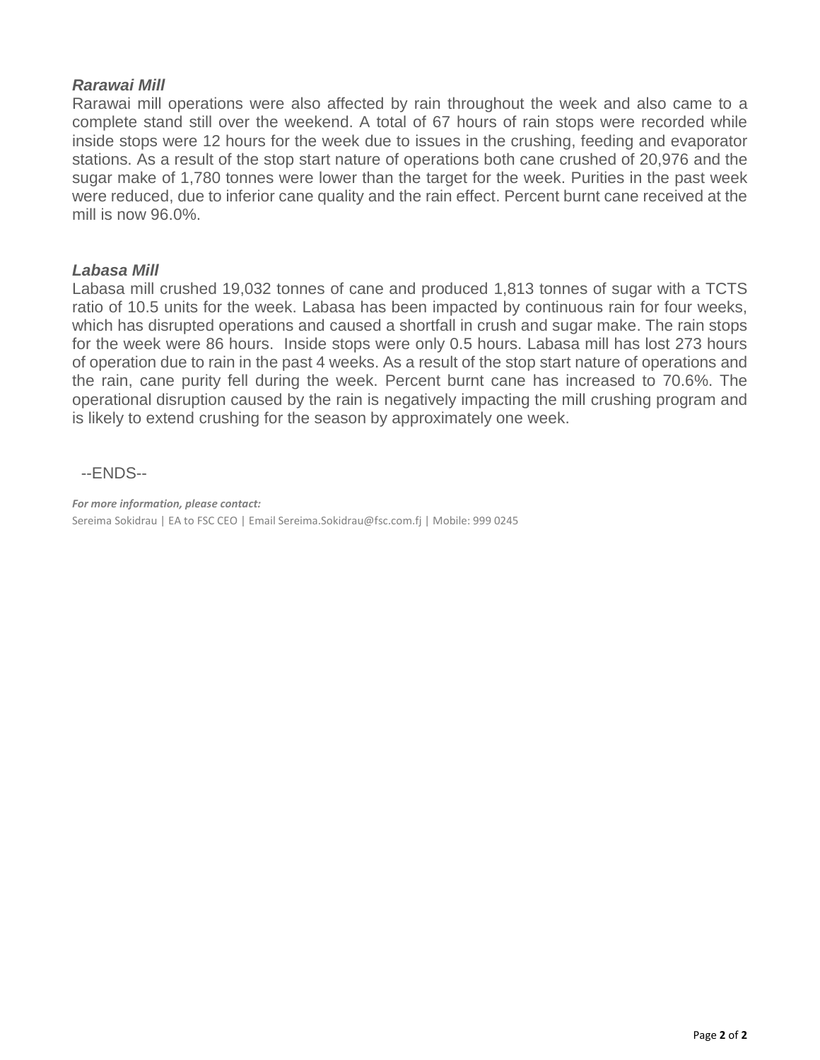***Rarawai Mill***

Rarawai mill operations were also affected by rain throughout the week and also came to a complete stand still over the weekend. A total of 67 hours of rain stops were recorded while inside stops were 12 hours for the week due to issues in the crushing, feeding and evaporator stations. As a result of the stop start nature of operations both cane crushed of 20,976 and the sugar make of 1,780 tonnes were lower than the target for the week. Purities in the past week were reduced, due to inferior cane quality and the rain effect. Percent burnt cane received at the mill is now 96.0%.

***Labasa Mill***

Labasa mill crushed 19,032 tonnes of cane and produced 1,813 tonnes of sugar with a TCTS ratio of 10.5 units for the week. Labasa has been impacted by continuous rain for four weeks, which has disrupted operations and caused a shortfall in crush and sugar make. The rain stops for the week were 86 hours. Inside stops were only 0.5 hours. Labasa mill has lost 273 hours of operation due to rain in the past 4 weeks. As a result of the stop start nature of operations and the rain, cane purity fell during the week. Percent burnt cane has increased to 70.6%. The operational disruption caused by the rain is negatively impacting the mill crushing program and is likely to extend crushing for the season by approximately one week.

--ENDS--

***For more information, please contact:***

Sereima Sokidrau | EA to FSC CEO | Email Sereima.Sokidrau@fsc.com.fj | Mobile: 999 0245